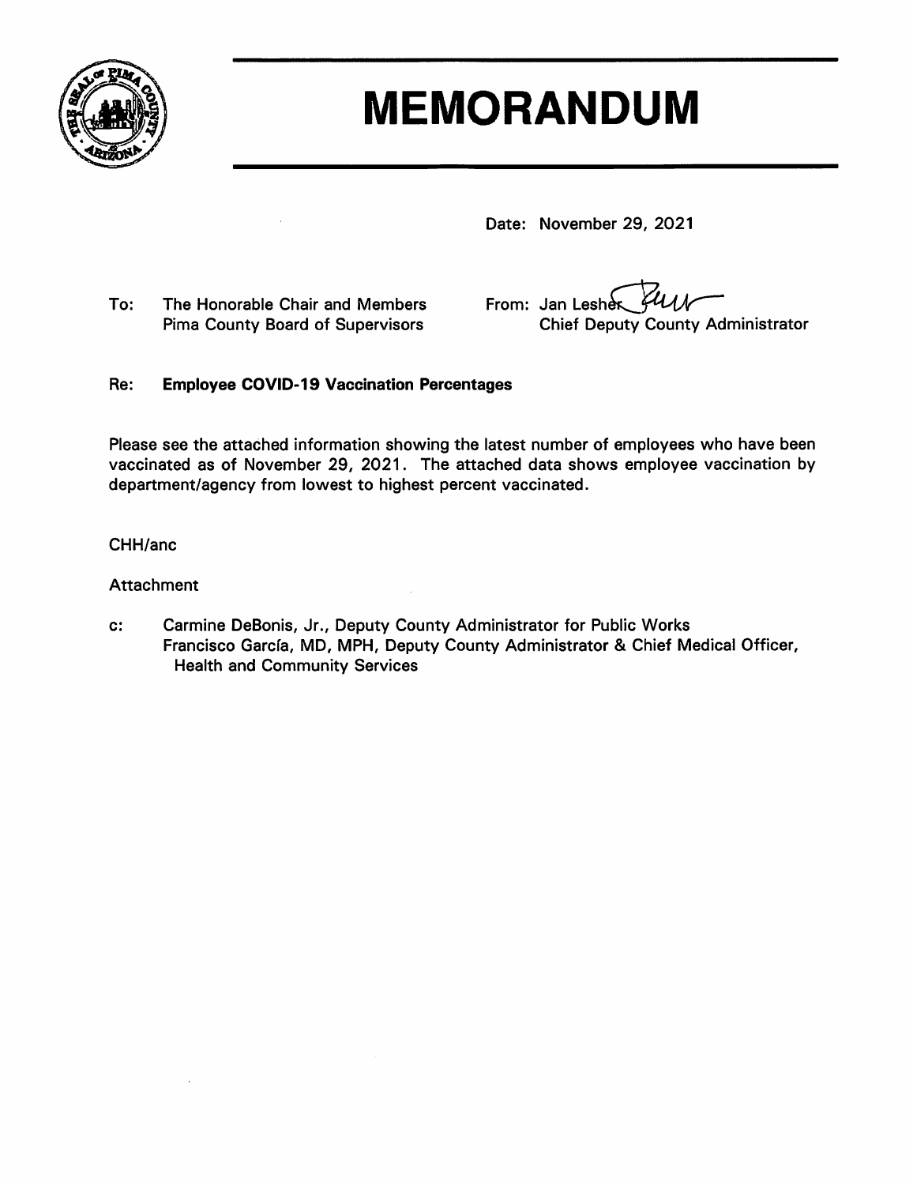# MEMORANDUM

Date: November 29, 2021

To: The Honorable Chair and Members
Pima County Board of Supervisors

From: Jan Lesher
Chief Deputy County Administrator

Re: **Employee COVID-19 Vaccination Percentages**

Please see the attached information showing the latest number of employees who have been vaccinated as of November 29, 2021. The attached data shows employee vaccination by department/agency from lowest to highest percent vaccinated.

CHH/anc

Attachment

c: Carmine DeBonis, Jr., Deputy County Administrator for Public Works
Francisco García, MD, MPH, Deputy County Administrator & Chief Medical Officer, Health and Community Services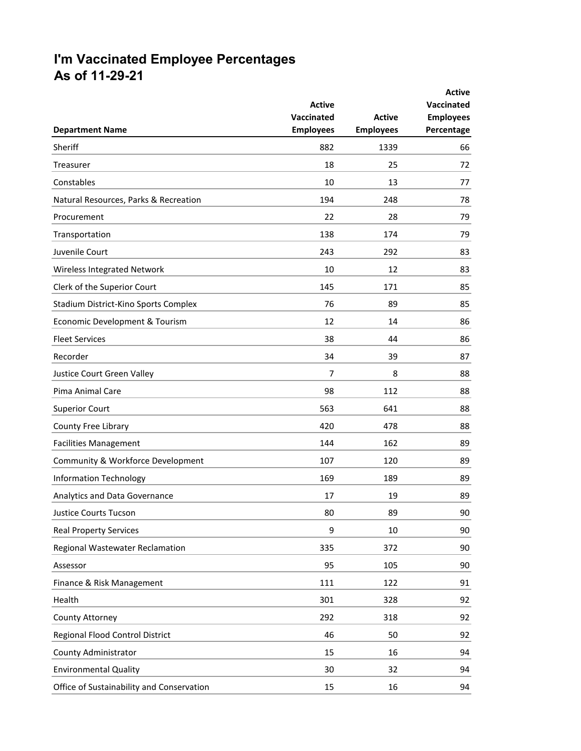# I'm Vaccinated Employee Percentages
## As of 11-29-21

| Department Name | Active Vaccinated Employees | Active Employees | Active Vaccinated Employees Percentage |
|---|---|---|---|
| Sheriff | 882 | 1339 | 66 |
| Treasurer | 18 | 25 | 72 |
| Constables | 10 | 13 | 77 |
| Natural Resources, Parks & Recreation | 194 | 248 | 78 |
| Procurement | 22 | 28 | 79 |
| Transportation | 138 | 174 | 79 |
| Juvenile Court | 243 | 292 | 83 |
| Wireless Integrated Network | 10 | 12 | 83 |
| Clerk of the Superior Court | 145 | 171 | 85 |
| Stadium District-Kino Sports Complex | 76 | 89 | 85 |
| Economic Development & Tourism | 12 | 14 | 86 |
| Fleet Services | 38 | 44 | 86 |
| Recorder | 34 | 39 | 87 |
| Justice Court Green Valley | 7 | 8 | 88 |
| Pima Animal Care | 98 | 112 | 88 |
| Superior Court | 563 | 641 | 88 |
| County Free Library | 420 | 478 | 88 |
| Facilities Management | 144 | 162 | 89 |
| Community & Workforce Development | 107 | 120 | 89 |
| Information Technology | 169 | 189 | 89 |
| Analytics and Data Governance | 17 | 19 | 89 |
| Justice Courts Tucson | 80 | 89 | 90 |
| Real Property Services | 9 | 10 | 90 |
| Regional Wastewater Reclamation | 335 | 372 | 90 |
| Assessor | 95 | 105 | 90 |
| Finance & Risk Management | 111 | 122 | 91 |
| Health | 301 | 328 | 92 |
| County Attorney | 292 | 318 | 92 |
| Regional Flood Control District | 46 | 50 | 92 |
| County Administrator | 15 | 16 | 94 |
| Environmental Quality | 30 | 32 | 94 |
| Office of Sustainability and Conservation | 15 | 16 | 94 |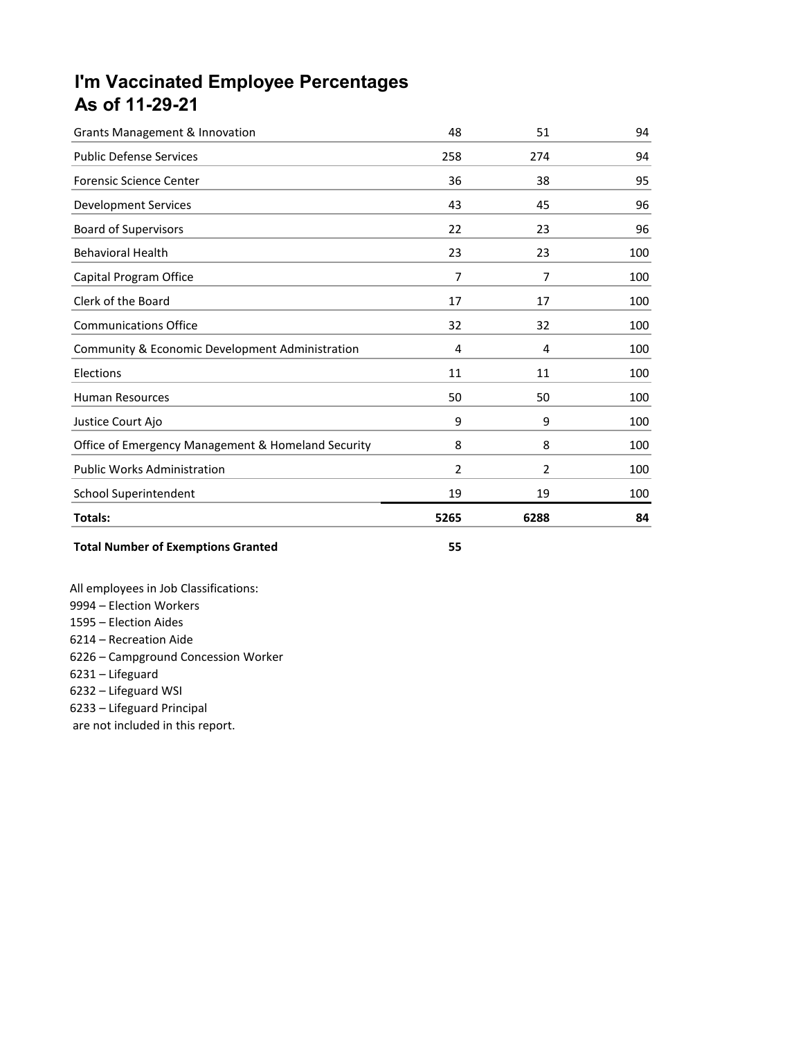# I'm Vaccinated Employee Percentages
# As of 11-29-21

| | | | |
|---|---|---|---|
| Grants Management & Innovation | 48 | 51 | 94 |
| Public Defense Services | 258 | 274 | 94 |
| Forensic Science Center | 36 | 38 | 95 |
| Development Services | 43 | 45 | 96 |
| Board of Supervisors | 22 | 23 | 96 |
| Behavioral Health | 23 | 23 | 100 |
| Capital Program Office | 7 | 7 | 100 |
| Clerk of the Board | 17 | 17 | 100 |
| Communications Office | 32 | 32 | 100 |
| Community & Economic Development Administration | 4 | 4 | 100 |
| Elections | 11 | 11 | 100 |
| Human Resources | 50 | 50 | 100 |
| Justice Court Ajo | 9 | 9 | 100 |
| Office of Emergency Management & Homeland Security | 8 | 8 | 100 |
| Public Works Administration | 2 | 2 | 100 |
| School Superintendent | 19 | 19 | 100 |
| **Totals:** | **5265** | **6288** | **84** |

**Total Number of Exemptions Granted** **55**

All employees in Job Classifications:
9994 – Election Workers
1595 – Election Aides
6214 – Recreation Aide
6226 – Campground Concession Worker
6231 – Lifeguard
6232 – Lifeguard WSI
6233 – Lifeguard Principal
are not included in this report.